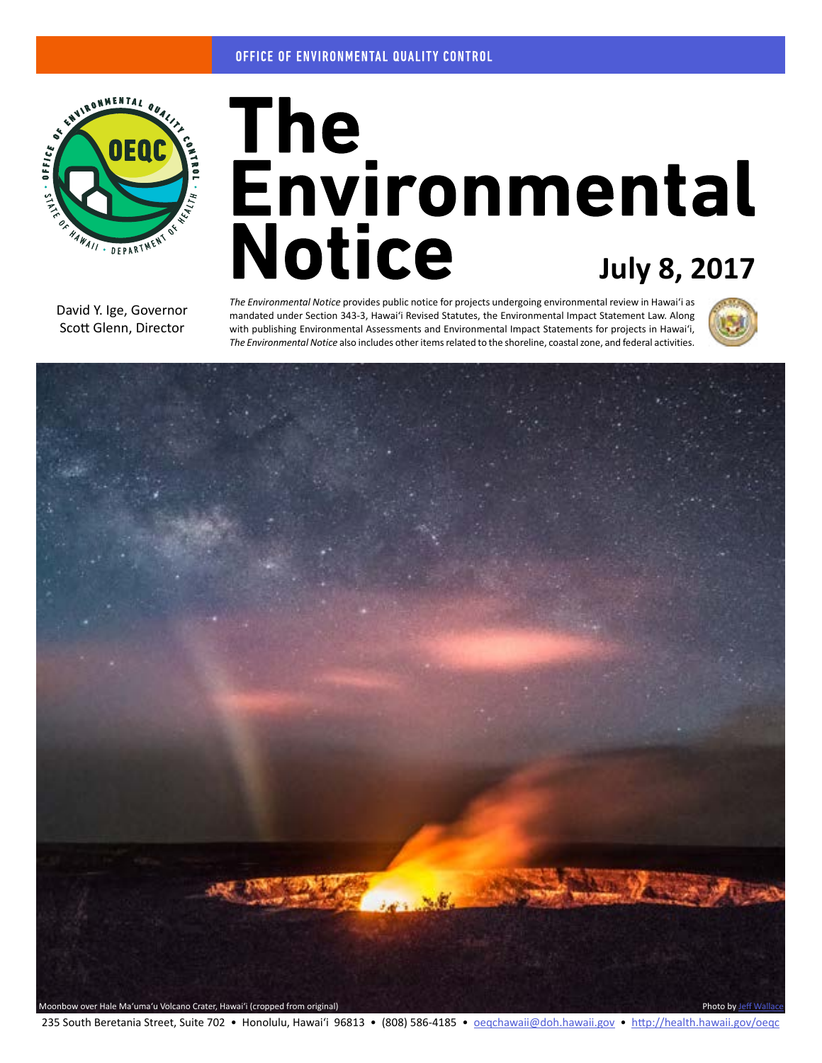OFFICE OF ENVIRONMENTAL QUALITY CONTROL

# The Environmental Notice

**July 8, 2017**

David Y. Ige, Governor
Scott Glenn, Director

*The Environmental Notice* provides public notice for projects undergoing environmental review in Hawaiʻi as mandated under Section 343-3, Hawaiʻi Revised Statutes, the Environmental Impact Statement Law. Along with publishing Environmental Assessments and Environmental Impact Statements for projects in Hawaiʻi, *The Environmental Notice* also includes other items related to the shoreline, coastal zone, and federal activities.

Moonbow over Hale Maʻumaʻu Volcano Crater, Hawaiʻi (cropped from original)

Photo by Jeff Wallace

235 South Beretania Street, Suite 702 • Honolulu, Hawaiʻi 96813 • (808) 586-4185 • oeqchawaii@doh.hawaii.gov • http://health.hawaii.gov/oeqc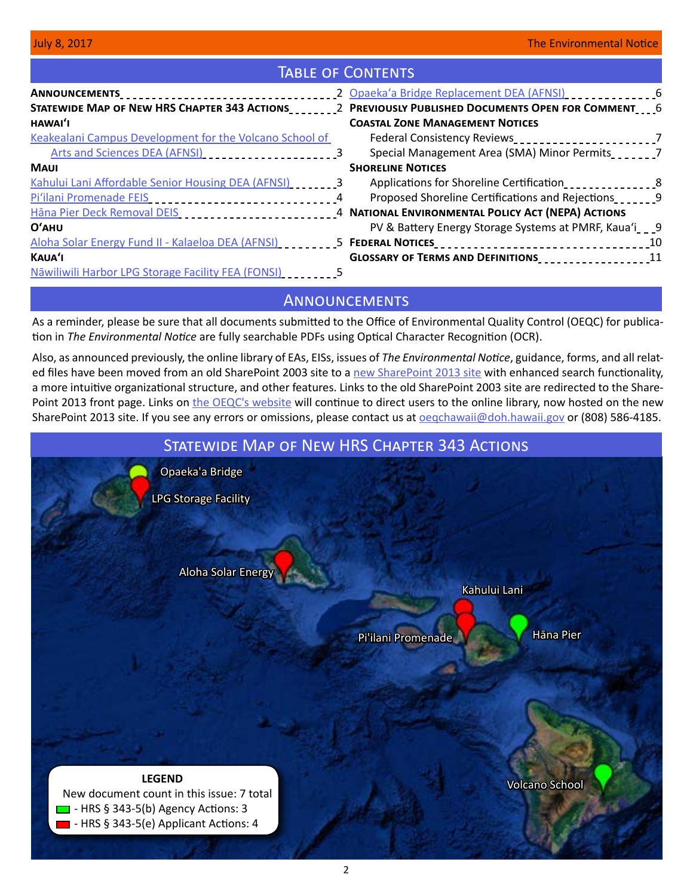## Table of Contents

**Announcements** 2

**Statewide Map of New HRS Chapter 343 Actions** 2

**Hawaiʻi**

Keakealani Campus Development for the Volcano School of Arts and Sciences DEA (AFNSI) 3

**Maui**

Kahului Lani Affordable Senior Housing DEA (AFNSI) 3

Piʻilani Promenade FEIS 4

Hāna Pier Deck Removal DEIS 4

**Oʻahu**

Aloha Solar Energy Fund II - Kalaeloa DEA (AFNSI) 5

**Kauaʻi**

Nāwiliwili Harbor LPG Storage Facility FEA (FONSI) 5

Opaekaʻa Bridge Replacement DEA (AFNSI) 6

**Previously Published Documents Open for Comment** 6

**Coastal Zone Management Notices**

Federal Consistency Reviews 7

Special Management Area (SMA) Minor Permits 7

**Shoreline Notices**

Applications for Shoreline Certification 8

Proposed Shoreline Certifications and Rejections 9

**National Environmental Policy Act (NEPA) Actions**

PV & Battery Energy Storage Systems at PMRF, Kauaʻi 9

**Federal Notices** 10

**Glossary of Terms and Definitions** 11

## Announcements

As a reminder, please be sure that all documents submitted to the Office of Environmental Quality Control (OEQC) for publication in *The Environmental Notice* are fully searchable PDFs using Optical Character Recognition (OCR).

Also, as announced previously, the online library of EAs, EISs, issues of *The Environmental Notice*, guidance, forms, and all related files have been moved from an old SharePoint 2003 site to a new SharePoint 2013 site with enhanced search functionality, a more intuitive organizational structure, and other features. Links to the old SharePoint 2003 site are redirected to the SharePoint 2013 front page. Links on the OEQC's website will continue to direct users to the online library, now hosted on the new SharePoint 2013 site. If you see any errors or omissions, please contact us at oeqchawaii@doh.hawaii.gov or (808) 586-4185.

## Statewide Map of New HRS Chapter 343 Actions

Opaeka'a Bridge

LPG Storage Facility

Aloha Solar Energy

Kahului Lani

Pi'ilani Promenade

Hāna Pier

Volcano School

**LEGEND**

New document count in this issue: 7 total

- HRS § 343-5(b) Agency Actions: 3
- HRS § 343-5(e) Applicant Actions: 4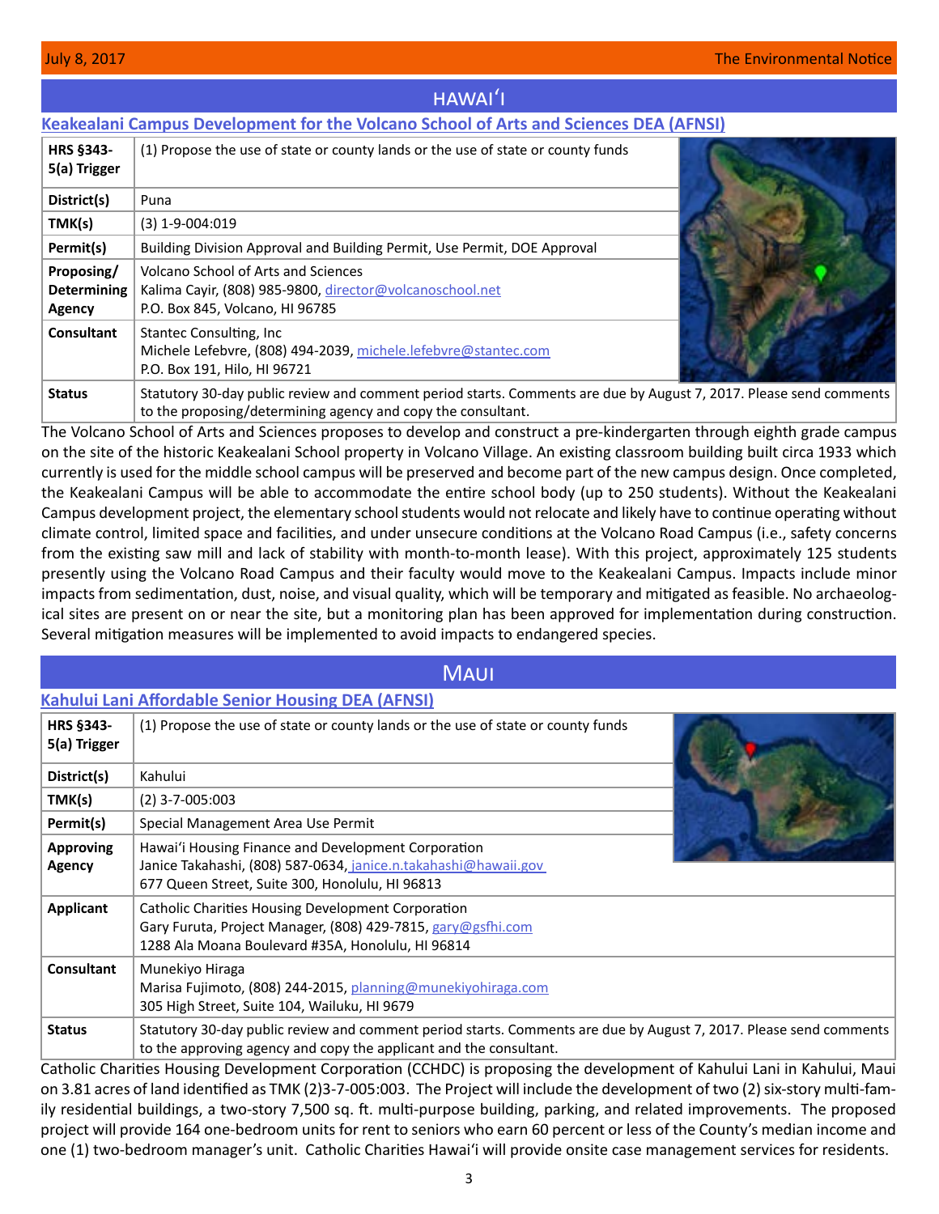## HAWAIʻI

### Keakealani Campus Development for the Volcano School of Arts and Sciences DEA (AFNSI)

| | |
|---|---|
| **HRS §343-5(a) Trigger** | (1) Propose the use of state or county lands or the use of state or county funds |
| **District(s)** | Puna |
| **TMK(s)** | (3) 1-9-004:019 |
| **Permit(s)** | Building Division Approval and Building Permit, Use Permit, DOE Approval |
| **Proposing/ Determining Agency** | Volcano School of Arts and Sciences<br>Kalima Cayir, (808) 985-9800, director@volcanoschool.net<br>P.O. Box 845, Volcano, HI 96785 |
| **Consultant** | Stantec Consulting, Inc<br>Michele Lefebvre, (808) 494-2039, michele.lefebvre@stantec.com<br>P.O. Box 191, Hilo, HI 96721 |
| **Status** | Statutory 30-day public review and comment period starts. Comments are due by August 7, 2017. Please send comments to the proposing/determining agency and copy the consultant. |

The Volcano School of Arts and Sciences proposes to develop and construct a pre-kindergarten through eighth grade campus on the site of the historic Keakealani School property in Volcano Village. An existing classroom building built circa 1933 which currently is used for the middle school campus will be preserved and become part of the new campus design. Once completed, the Keakealani Campus will be able to accommodate the entire school body (up to 250 students). Without the Keakealani Campus development project, the elementary school students would not relocate and likely have to continue operating without climate control, limited space and facilities, and under unsecure conditions at the Volcano Road Campus (i.e., safety concerns from the existing saw mill and lack of stability with month-to-month lease). With this project, approximately 125 students presently using the Volcano Road Campus and their faculty would move to the Keakealani Campus. Impacts include minor impacts from sedimentation, dust, noise, and visual quality, which will be temporary and mitigated as feasible. No archaeological sites are present on or near the site, but a monitoring plan has been approved for implementation during construction. Several mitigation measures will be implemented to avoid impacts to endangered species.

## MAUI

### Kahului Lani Affordable Senior Housing DEA (AFNSI)

| | |
|---|---|
| **HRS §343-5(a) Trigger** | (1) Propose the use of state or county lands or the use of state or county funds |
| **District(s)** | Kahului |
| **TMK(s)** | (2) 3-7-005:003 |
| **Permit(s)** | Special Management Area Use Permit |
| **Approving Agency** | Hawaiʻi Housing Finance and Development Corporation<br>Janice Takahashi, (808) 587-0634, janice.n.takahashi@hawaii.gov<br>677 Queen Street, Suite 300, Honolulu, HI 96813 |
| **Applicant** | Catholic Charities Housing Development Corporation<br>Gary Furuta, Project Manager, (808) 429-7815, gary@gsfhi.com<br>1288 Ala Moana Boulevard #35A, Honolulu, HI 96814 |
| **Consultant** | Munekiyo Hiraga<br>Marisa Fujimoto, (808) 244-2015, planning@munekiyohiraga.com<br>305 High Street, Suite 104, Wailuku, HI 9679 |
| **Status** | Statutory 30-day public review and comment period starts. Comments are due by August 7, 2017. Please send comments to the approving agency and copy the applicant and the consultant. |

Catholic Charities Housing Development Corporation (CCHDC) is proposing the development of Kahului Lani in Kahului, Maui on 3.81 acres of land identified as TMK (2)3-7-005:003. The Project will include the development of two (2) six-story multi-family residential buildings, a two-story 7,500 sq. ft. multi-purpose building, parking, and related improvements. The proposed project will provide 164 one-bedroom units for rent to seniors who earn 60 percent or less of the County's median income and one (1) two-bedroom manager's unit. Catholic Charities Hawaiʻi will provide onsite case management services for residents.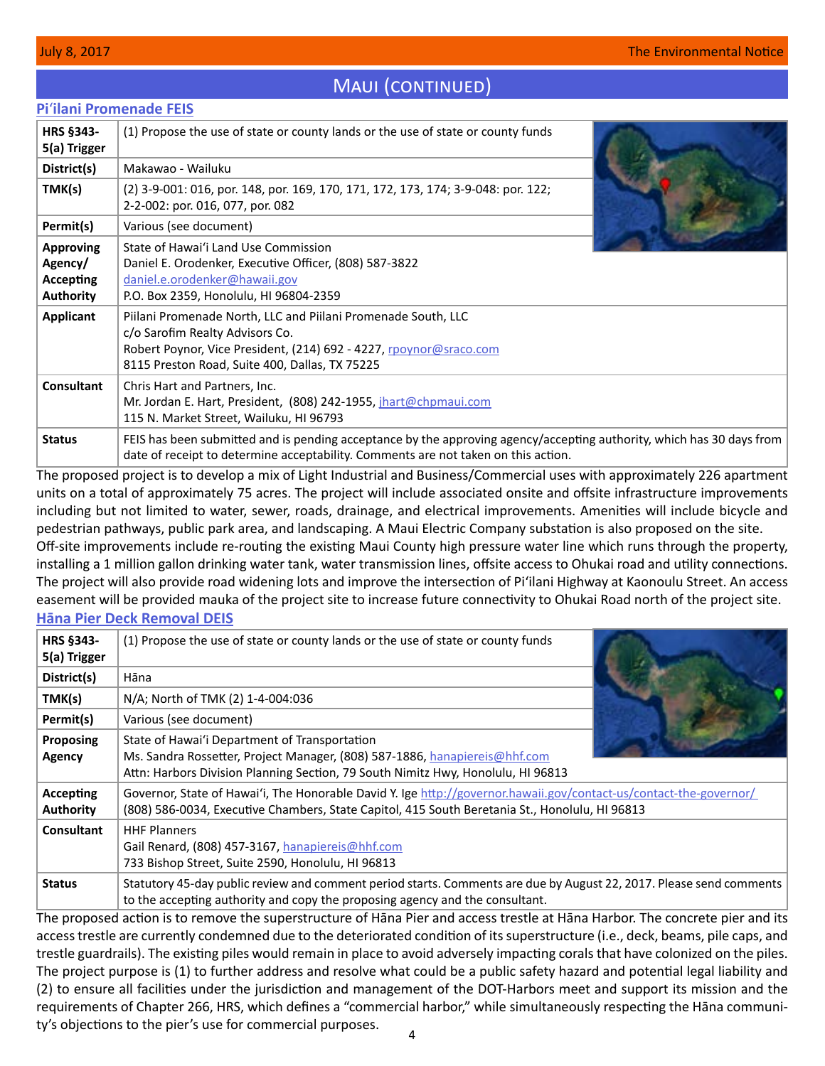## Maui (continued)

### Piʻilani Promenade FEIS

| | |
|---|---|
| **HRS §343-5(a) Trigger** | (1) Propose the use of state or county lands or the use of state or county funds |
| **District(s)** | Makawao - Wailuku |
| **TMK(s)** | (2) 3-9-001: 016, por. 148, por. 169, 170, 171, 172, 173, 174; 3-9-048: por. 122; 2-2-002: por. 016, 077, por. 082 |
| **Permit(s)** | Various (see document) |
| **Approving Agency/ Accepting Authority** | State of Hawaiʻi Land Use Commission<br>Daniel E. Orodenker, Executive Officer, (808) 587-3822<br>daniel.e.orodenker@hawaii.gov<br>P.O. Box 2359, Honolulu, HI 96804-2359 |
| **Applicant** | Piilani Promenade North, LLC and Piilani Promenade South, LLC<br>c/o Sarofim Realty Advisors Co.<br>Robert Poynor, Vice President, (214) 692 - 4227, rpoynor@sraco.com<br>8115 Preston Road, Suite 400, Dallas, TX 75225 |
| **Consultant** | Chris Hart and Partners, Inc.<br>Mr. Jordan E. Hart, President, (808) 242-1955, jhart@chpmaui.com<br>115 N. Market Street, Wailuku, HI 96793 |
| **Status** | FEIS has been submitted and is pending acceptance by the approving agency/accepting authority, which has 30 days from date of receipt to determine acceptability. Comments are not taken on this action. |

The proposed project is to develop a mix of Light Industrial and Business/Commercial uses with approximately 226 apartment units on a total of approximately 75 acres. The project will include associated onsite and offsite infrastructure improvements including but not limited to water, sewer, roads, drainage, and electrical improvements. Amenities will include bicycle and pedestrian pathways, public park area, and landscaping. A Maui Electric Company substation is also proposed on the site. Off-site improvements include re-routing the existing Maui County high pressure water line which runs through the property, installing a 1 million gallon drinking water tank, water transmission lines, offsite access to Ohukai road and utility connections. The project will also provide road widening lots and improve the intersection of Piʻilani Highway at Kaonoulu Street. An access easement will be provided mauka of the project site to increase future connectivity to Ohukai Road north of the project site.

### Hāna Pier Deck Removal DEIS

| | |
|---|---|
| **HRS §343-5(a) Trigger** | (1) Propose the use of state or county lands or the use of state or county funds |
| **District(s)** | Hāna |
| **TMK(s)** | N/A; North of TMK (2) 1-4-004:036 |
| **Permit(s)** | Various (see document) |
| **Proposing Agency** | State of Hawaiʻi Department of Transportation<br>Ms. Sandra Rossetter, Project Manager, (808) 587-1886, hanapiereis@hhf.com<br>Attn: Harbors Division Planning Section, 79 South Nimitz Hwy, Honolulu, HI 96813 |
| **Accepting Authority** | Governor, State of Hawaiʻi, The Honorable David Y. Ige http://governor.hawaii.gov/contact-us/contact-the-governor/<br>(808) 586-0034, Executive Chambers, State Capitol, 415 South Beretania St., Honolulu, HI 96813 |
| **Consultant** | HHF Planners<br>Gail Renard, (808) 457-3167, hanapiereis@hhf.com<br>733 Bishop Street, Suite 2590, Honolulu, HI 96813 |
| **Status** | Statutory 45-day public review and comment period starts. Comments are due by August 22, 2017. Please send comments to the accepting authority and copy the proposing agency and the consultant. |

The proposed action is to remove the superstructure of Hāna Pier and access trestle at Hāna Harbor. The concrete pier and its access trestle are currently condemned due to the deteriorated condition of its superstructure (i.e., deck, beams, pile caps, and trestle guardrails). The existing piles would remain in place to avoid adversely impacting corals that have colonized on the piles. The project purpose is (1) to further address and resolve what could be a public safety hazard and potential legal liability and (2) to ensure all facilities under the jurisdiction and management of the DOT-Harbors meet and support its mission and the requirements of Chapter 266, HRS, which defines a "commercial harbor," while simultaneously respecting the Hāna community's objections to the pier's use for commercial purposes.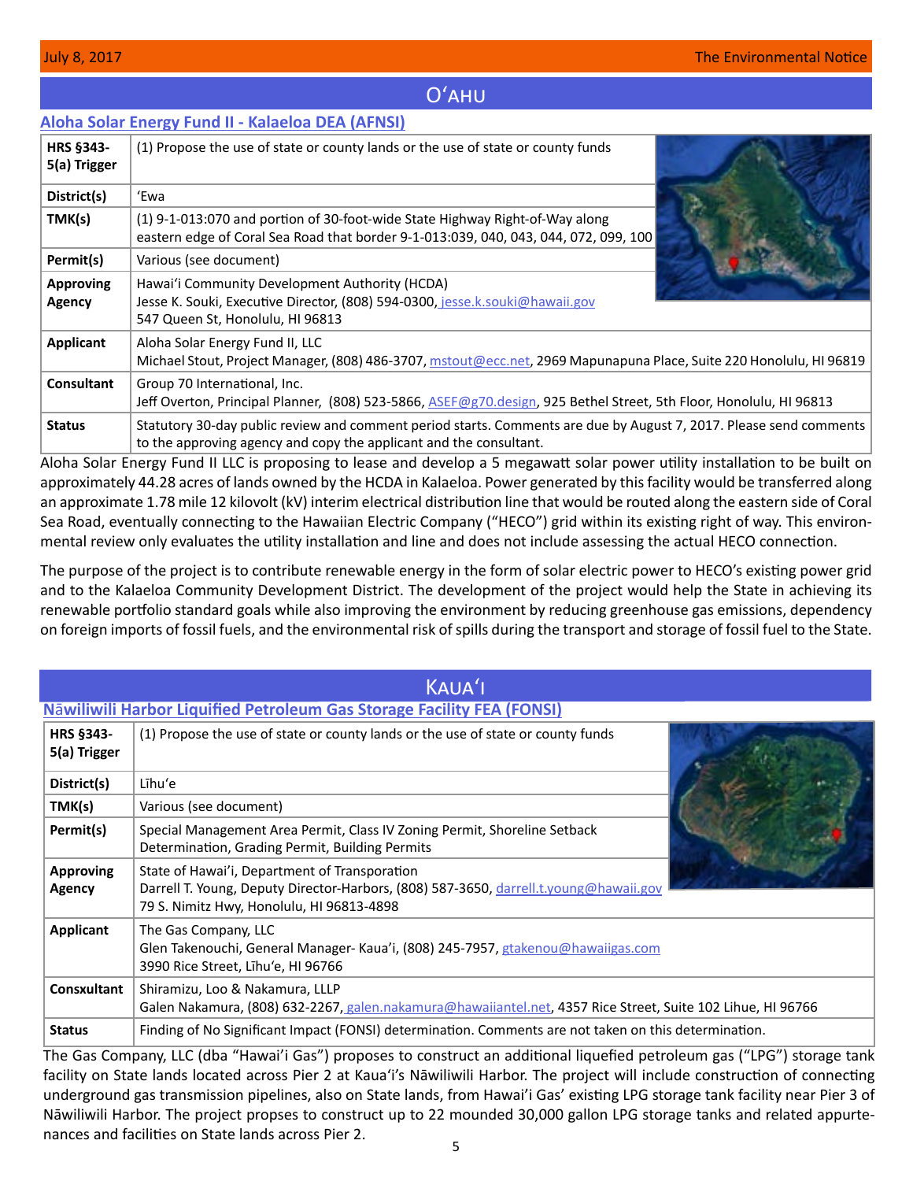## Oʻahu

### Aloha Solar Energy Fund II - Kalaeloa DEA (AFNSI)

| | |
|---|---|
| **HRS §343-5(a) Trigger** | (1) Propose the use of state or county lands or the use of state or county funds |
| **District(s)** | ʻEwa |
| **TMK(s)** | (1) 9-1-013:070 and portion of 30-foot-wide State Highway Right-of-Way along eastern edge of Coral Sea Road that border 9-1-013:039, 040, 043, 044, 072, 099, 100 |
| **Permit(s)** | Various (see document) |
| **Approving Agency** | Hawaiʻi Community Development Authority (HCDA)<br>Jesse K. Souki, Executive Director, (808) 594-0300, jesse.k.souki@hawaii.gov<br>547 Queen St, Honolulu, HI 96813 |
| **Applicant** | Aloha Solar Energy Fund II, LLC<br>Michael Stout, Project Manager, (808) 486-3707, mstout@ecc.net, 2969 Mapunapuna Place, Suite 220 Honolulu, HI 96819 |
| **Consultant** | Group 70 International, Inc.<br>Jeff Overton, Principal Planner, (808) 523-5866, ASEF@g70.design, 925 Bethel Street, 5th Floor, Honolulu, HI 96813 |
| **Status** | Statutory 30-day public review and comment period starts. Comments are due by August 7, 2017. Please send comments to the approving agency and copy the applicant and the consultant. |

Aloha Solar Energy Fund II LLC is proposing to lease and develop a 5 megawatt solar power utility installation to be built on approximately 44.28 acres of lands owned by the HCDA in Kalaeloa. Power generated by this facility would be transferred along an approximate 1.78 mile 12 kilovolt (kV) interim electrical distribution line that would be routed along the eastern side of Coral Sea Road, eventually connecting to the Hawaiian Electric Company ("HECO") grid within its existing right of way. This environmental review only evaluates the utility installation and line and does not include assessing the actual HECO connection.

The purpose of the project is to contribute renewable energy in the form of solar electric power to HECO's existing power grid and to the Kalaeloa Community Development District. The development of the project would help the State in achieving its renewable portfolio standard goals while also improving the environment by reducing greenhouse gas emissions, dependency on foreign imports of fossil fuels, and the environmental risk of spills during the transport and storage of fossil fuel to the State.

## Kauaʻi

### Nāwiliwili Harbor Liquified Petroleum Gas Storage Facility FEA (FONSI)

| | |
|---|---|
| **HRS §343-5(a) Trigger** | (1) Propose the use of state or county lands or the use of state or county funds |
| **District(s)** | Līhuʻe |
| **TMK(s)** | Various (see document) |
| **Permit(s)** | Special Management Area Permit, Class IV Zoning Permit, Shoreline Setback Determination, Grading Permit, Building Permits |
| **Approving Agency** | State of Hawaiʻi, Department of Transporation<br>Darrell T. Young, Deputy Director-Harbors, (808) 587-3650, darrell.t.young@hawaii.gov<br>79 S. Nimitz Hwy, Honolulu, HI 96813-4898 |
| **Applicant** | The Gas Company, LLC<br>Glen Takenouchi, General Manager- Kauaʻi, (808) 245-7957, gtakenou@hawaiigas.com<br>3990 Rice Street, Līhuʻe, HI 96766 |
| **Consxultant** | Shiramizu, Loo & Nakamura, LLLP<br>Galen Nakamura, (808) 632-2267, galen.nakamura@hawaiiantel.net, 4357 Rice Street, Suite 102 Lihue, HI 96766 |
| **Status** | Finding of No Significant Impact (FONSI) determination. Comments are not taken on this determination. |

The Gas Company, LLC (dba "Hawaiʻi Gas") proposes to construct an additional liquefied petroleum gas ("LPG") storage tank facility on State lands located across Pier 2 at Kauaʻi's Nāwiliwili Harbor. The project will include construction of connecting underground gas transmission pipelines, also on State lands, from Hawaiʻi Gas' existing LPG storage tank facility near Pier 3 of Nāwiliwili Harbor. The project propses to construct up to 22 mounded 30,000 gallon LPG storage tanks and related appurtenances and facilities on State lands across Pier 2.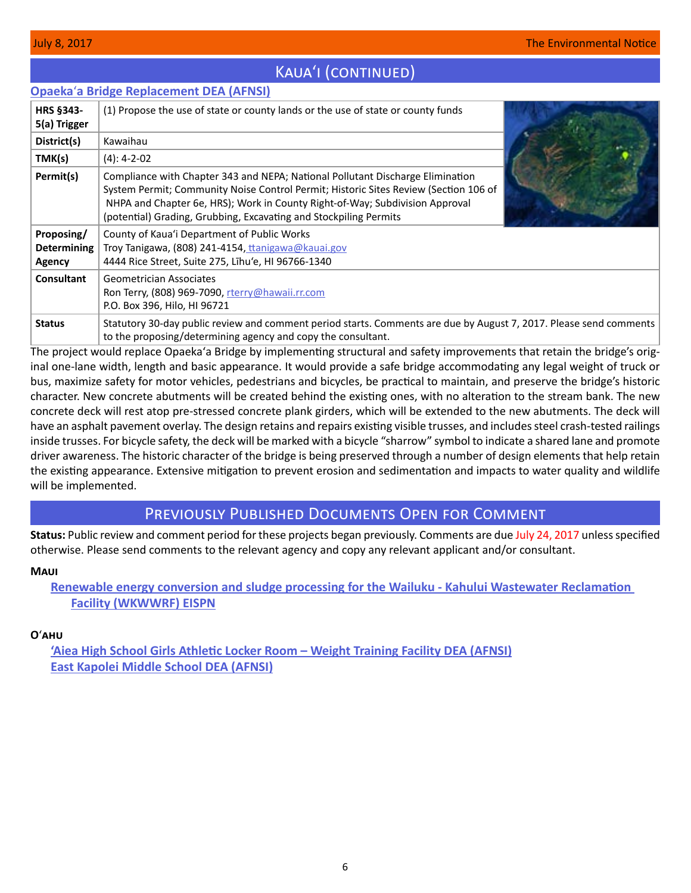# Kaua'i (continued)

## Opaeka'a Bridge Replacement DEA (AFNSI)

| | |
|---|---|
| **HRS §343-5(a) Trigger** | (1) Propose the use of state or county lands or the use of state or county funds |
| **District(s)** | Kawaihau |
| **TMK(s)** | (4): 4-2-02 |
| **Permit(s)** | Compliance with Chapter 343 and NEPA; National Pollutant Discharge Elimination System Permit; Community Noise Control Permit; Historic Sites Review (Section 106 of NHPA and Chapter 6e, HRS); Work in County Right-of-Way; Subdivision Approval (potential) Grading, Grubbing, Excavating and Stockpiling Permits |
| **Proposing/ Determining Agency** | County of Kaua'i Department of Public Works<br>Troy Tanigawa, (808) 241-4154, ttanigawa@kauai.gov<br>4444 Rice Street, Suite 275, Līhu'e, HI 96766-1340 |
| **Consultant** | Geometrician Associates<br>Ron Terry, (808) 969-7090, rterry@hawaii.rr.com<br>P.O. Box 396, Hilo, HI 96721 |
| **Status** | Statutory 30-day public review and comment period starts. Comments are due by August 7, 2017. Please send comments to the proposing/determining agency and copy the consultant. |

The project would replace Opaeka'a Bridge by implementing structural and safety improvements that retain the bridge's original one-lane width, length and basic appearance. It would provide a safe bridge accommodating any legal weight of truck or bus, maximize safety for motor vehicles, pedestrians and bicycles, be practical to maintain, and preserve the bridge's historic character. New concrete abutments will be created behind the existing ones, with no alteration to the stream bank. The new concrete deck will rest atop pre-stressed concrete plank girders, which will be extended to the new abutments. The deck will have an asphalt pavement overlay. The design retains and repairs existing visible trusses, and includes steel crash-tested railings inside trusses. For bicycle safety, the deck will be marked with a bicycle "sharrow" symbol to indicate a shared lane and promote driver awareness. The historic character of the bridge is being preserved through a number of design elements that help retain the existing appearance. Extensive mitigation to prevent erosion and sedimentation and impacts to water quality and wildlife will be implemented.

# Previously Published Documents Open for Comment

**Status:** Public review and comment period for these projects began previously. Comments are due July 24, 2017 unless specified otherwise. Please send comments to the relevant agency and copy any relevant applicant and/or consultant.

### Maui

- Renewable energy conversion and sludge processing for the Wailuku - Kahului Wastewater Reclamation Facility (WKWWRF) EISPN

### O'ahu

- 'Aiea High School Girls Athletic Locker Room – Weight Training Facility DEA (AFNSI)
- East Kapolei Middle School DEA (AFNSI)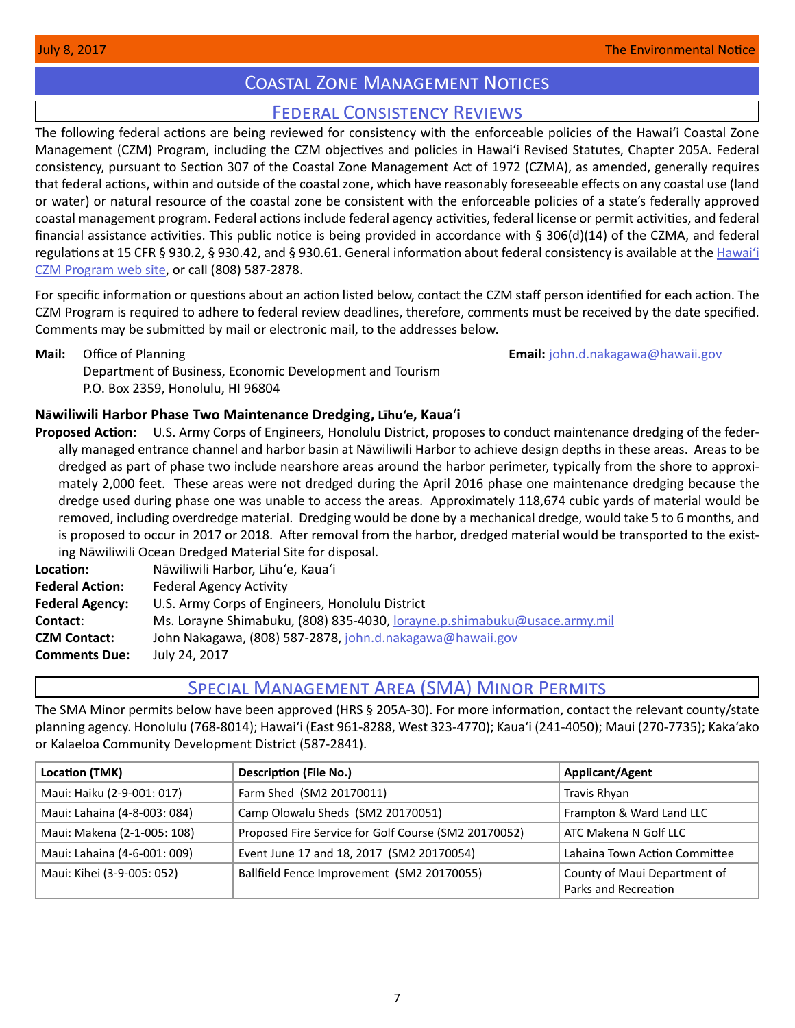# Coastal Zone Management Notices

## Federal Consistency Reviews

The following federal actions are being reviewed for consistency with the enforceable policies of the Hawaiʻi Coastal Zone Management (CZM) Program, including the CZM objectives and policies in Hawaiʻi Revised Statutes, Chapter 205A. Federal consistency, pursuant to Section 307 of the Coastal Zone Management Act of 1972 (CZMA), as amended, generally requires that federal actions, within and outside of the coastal zone, which have reasonably foreseeable effects on any coastal use (land or water) or natural resource of the coastal zone be consistent with the enforceable policies of a state's federally approved coastal management program. Federal actions include federal agency activities, federal license or permit activities, and federal financial assistance activities. This public notice is being provided in accordance with § 306(d)(14) of the CZMA, and federal regulations at 15 CFR § 930.2, § 930.42, and § 930.61. General information about federal consistency is available at the Hawaiʻi CZM Program web site, or call (808) 587-2878.

For specific information or questions about an action listed below, contact the CZM staff person identified for each action. The CZM Program is required to adhere to federal review deadlines, therefore, comments must be received by the date specified. Comments may be submitted by mail or electronic mail, to the addresses below.

**Mail:** Office of Planning
Department of Business, Economic Development and Tourism
P.O. Box 2359, Honolulu, HI 96804

**Email:** john.d.nakagawa@hawaii.gov

### Nāwiliwili Harbor Phase Two Maintenance Dredging, Līhuʻe, Kauaʻi

**Proposed Action:** U.S. Army Corps of Engineers, Honolulu District, proposes to conduct maintenance dredging of the federally managed entrance channel and harbor basin at Nāwiliwili Harbor to achieve design depths in these areas. Areas to be dredged as part of phase two include nearshore areas around the harbor perimeter, typically from the shore to approximately 2,000 feet. These areas were not dredged during the April 2016 phase one maintenance dredging because the dredge used during phase one was unable to access the areas. Approximately 118,674 cubic yards of material would be removed, including overdredge material. Dredging would be done by a mechanical dredge, would take 5 to 6 months, and is proposed to occur in 2017 or 2018. After removal from the harbor, dredged material would be transported to the existing Nāwiliwili Ocean Dredged Material Site for disposal.

**Location:** Nāwiliwili Harbor, Līhuʻe, Kauaʻi
**Federal Action:** Federal Agency Activity
**Federal Agency:** U.S. Army Corps of Engineers, Honolulu District
**Contact:** Ms. Lorayne Shimabuku, (808) 835-4030, lorayne.p.shimabuku@usace.army.mil
**CZM Contact:** John Nakagawa, (808) 587-2878, john.d.nakagawa@hawaii.gov
**Comments Due:** July 24, 2017

## Special Management Area (SMA) Minor Permits

The SMA Minor permits below have been approved (HRS § 205A-30). For more information, contact the relevant county/state planning agency. Honolulu (768-8014); Hawaiʻi (East 961-8288, West 323-4770); Kauaʻi (241-4050); Maui (270-7735); Kakaʻako or Kalaeloa Community Development District (587-2841).

| Location (TMK) | Description (File No.) | Applicant/Agent |
|---|---|---|
| Maui: Haiku (2-9-001: 017) | Farm Shed (SM2 20170011) | Travis Rhyan |
| Maui: Lahaina (4-8-003: 084) | Camp Olowalu Sheds (SM2 20170051) | Frampton & Ward Land LLC |
| Maui: Makena (2-1-005: 108) | Proposed Fire Service for Golf Course (SM2 20170052) | ATC Makena N Golf LLC |
| Maui: Lahaina (4-6-001: 009) | Event June 17 and 18, 2017 (SM2 20170054) | Lahaina Town Action Committee |
| Maui: Kihei (3-9-005: 052) | Ballfield Fence Improvement (SM2 20170055) | County of Maui Department of Parks and Recreation |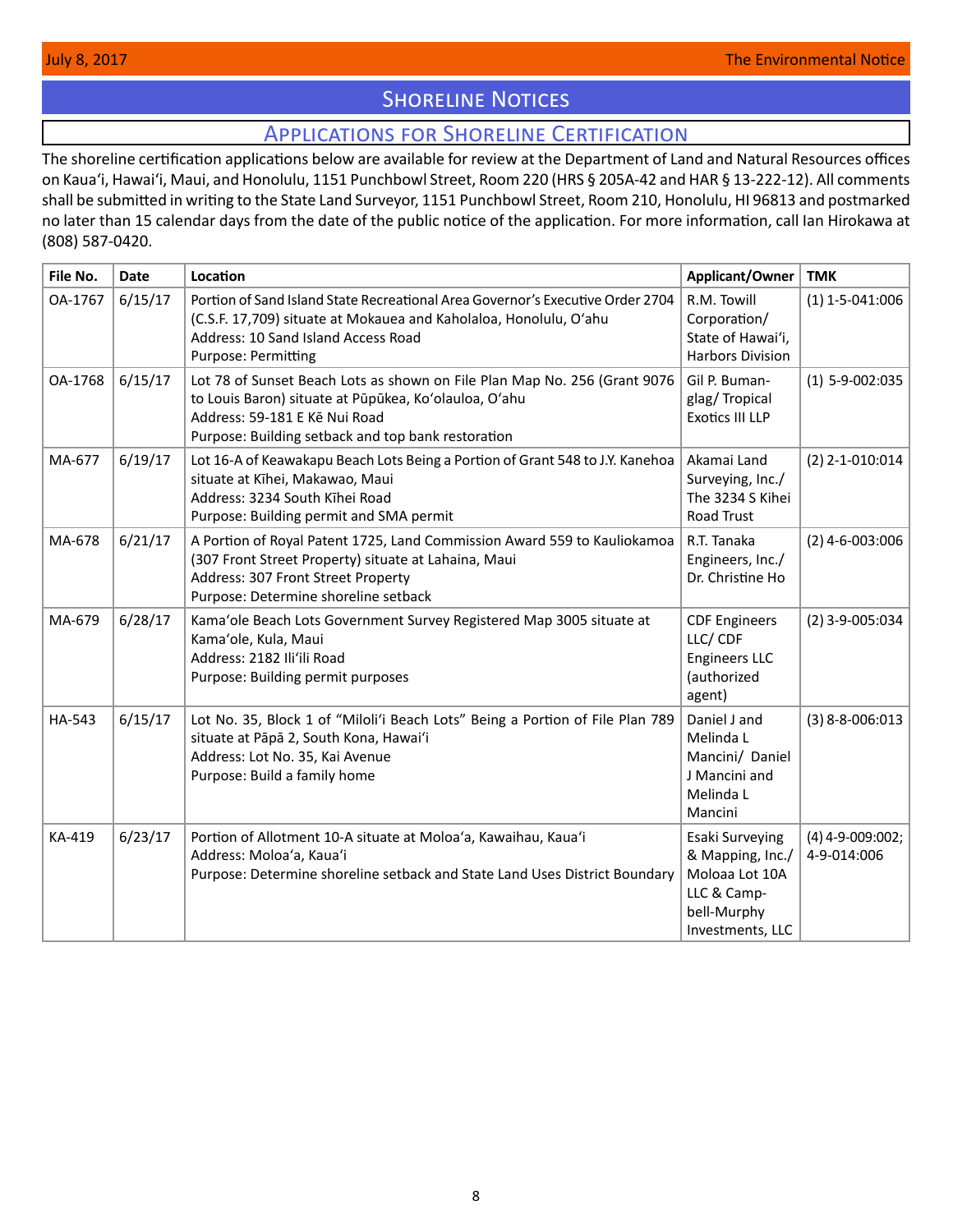# Shoreline Notices

## Applications for Shoreline Certification

The shoreline certification applications below are available for review at the Department of Land and Natural Resources offices on Kaua'i, Hawai'i, Maui, and Honolulu, 1151 Punchbowl Street, Room 220 (HRS § 205A-42 and HAR § 13-222-12). All comments shall be submitted in writing to the State Land Surveyor, 1151 Punchbowl Street, Room 210, Honolulu, HI 96813 and postmarked no later than 15 calendar days from the date of the public notice of the application. For more information, call Ian Hirokawa at (808) 587-0420.

| File No. | Date | Location | Applicant/Owner | TMK |
|---|---|---|---|---|
| OA-1767 | 6/15/17 | Portion of Sand Island State Recreational Area Governor's Executive Order 2704 (C.S.F. 17,709) situate at Mokauea and Kaholaloa, Honolulu, O'ahu<br>Address: 10 Sand Island Access Road<br>Purpose: Permitting | R.M. Towill Corporation/ State of Hawai'i, Harbors Division | (1) 1-5-041:006 |
| OA-1768 | 6/15/17 | Lot 78 of Sunset Beach Lots as shown on File Plan Map No. 256 (Grant 9076 to Louis Baron) situate at Pūpūkea, Ko'olauloa, O'ahu<br>Address: 59-181 E Kē Nui Road<br>Purpose: Building setback and top bank restoration | Gil P. Bumanglag/ Tropical Exotics III LLP | (1) 5-9-002:035 |
| MA-677 | 6/19/17 | Lot 16-A of Keawakapu Beach Lots Being a Portion of Grant 548 to J.Y. Kanehoa situate at Kīhei, Makawao, Maui<br>Address: 3234 South Kīhei Road<br>Purpose: Building permit and SMA permit | Akamai Land Surveying, Inc./ The 3234 S Kihei Road Trust | (2) 2-1-010:014 |
| MA-678 | 6/21/17 | A Portion of Royal Patent 1725, Land Commission Award 559 to Kauliokamoa (307 Front Street Property) situate at Lahaina, Maui<br>Address: 307 Front Street Property<br>Purpose: Determine shoreline setback | R.T. Tanaka Engineers, Inc./ Dr. Christine Ho | (2) 4-6-003:006 |
| MA-679 | 6/28/17 | Kama'ole Beach Lots Government Survey Registered Map 3005 situate at Kama'ole, Kula, Maui<br>Address: 2182 Ili'ili Road<br>Purpose: Building permit purposes | CDF Engineers LLC/ CDF Engineers LLC (authorized agent) | (2) 3-9-005:034 |
| HA-543 | 6/15/17 | Lot No. 35, Block 1 of "Miloli'i Beach Lots" Being a Portion of File Plan 789 situate at Pāpā 2, South Kona, Hawai'i<br>Address: Lot No. 35, Kai Avenue<br>Purpose: Build a family home | Daniel J and Melinda L Mancini/ Daniel J Mancini and Melinda L Mancini | (3) 8-8-006:013 |
| KA-419 | 6/23/17 | Portion of Allotment 10-A situate at Moloa'a, Kawaihau, Kaua'i<br>Address: Moloa'a, Kaua'i<br>Purpose: Determine shoreline setback and State Land Uses District Boundary | Esaki Surveying & Mapping, Inc./ Moloaa Lot 10A LLC & Campbell-Murphy Investments, LLC | (4) 4-9-009:002; 4-9-014:006 |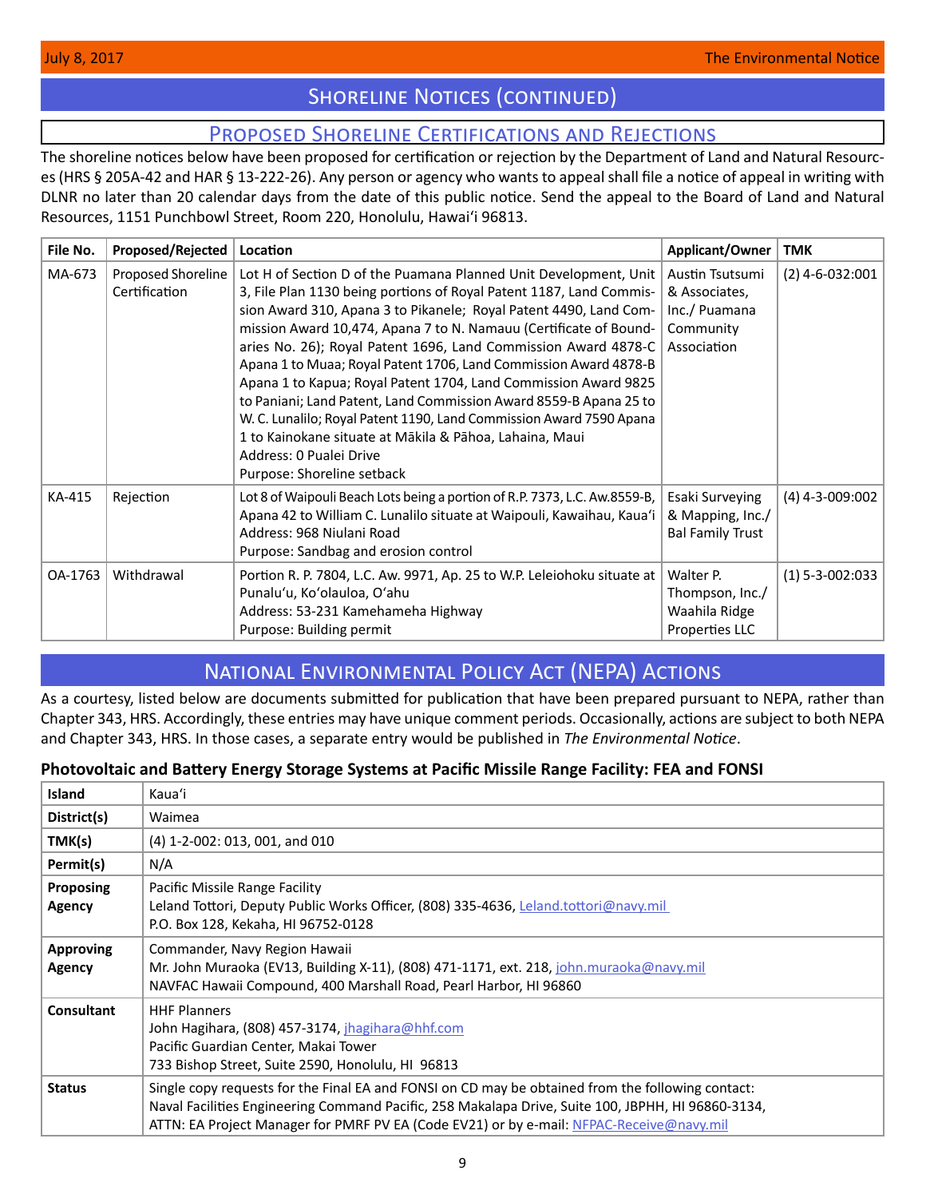## Shoreline Notices (continued)

### Proposed Shoreline Certifications and Rejections

The shoreline notices below have been proposed for certification or rejection by the Department of Land and Natural Resources (HRS § 205A-42 and HAR § 13-222-26). Any person or agency who wants to appeal shall file a notice of appeal in writing with DLNR no later than 20 calendar days from the date of this public notice. Send the appeal to the Board of Land and Natural Resources, 1151 Punchbowl Street, Room 220, Honolulu, Hawai'i 96813.

| File No. | Proposed/Rejected | Location | Applicant/Owner | TMK |
|---|---|---|---|---|
| MA-673 | Proposed Shoreline Certification | Lot H of Section D of the Puamana Planned Unit Development, Unit 3, File Plan 1130 being portions of Royal Patent 1187, Land Commission Award 310, Apana 3 to Pikanele; Royal Patent 4490, Land Commission Award 10,474, Apana 7 to N. Namauu (Certificate of Boundaries No. 26); Royal Patent 1696, Land Commission Award 4878-C Apana 1 to Muaa; Royal Patent 1706, Land Commission Award 4878-B Apana 1 to Kapua; Royal Patent 1704, Land Commission Award 9825 to Paniani; Land Patent, Land Commission Award 8559-B Apana 25 to W. C. Lunalilo; Royal Patent 1190, Land Commission Award 7590 Apana 1 to Kainokane situate at Mākila & Pāhoa, Lahaina, Maui<br>Address: 0 Pualei Drive<br>Purpose: Shoreline setback | Austin Tsutsumi & Associates, Inc./ Puamana Community Association | (2) 4-6-032:001 |
| KA-415 | Rejection | Lot 8 of Waipouli Beach Lots being a portion of R.P. 7373, L.C. Aw.8559-B, Apana 42 to William C. Lunalilo situate at Waipouli, Kawaihau, Kaua'i<br>Address: 968 Niulani Road<br>Purpose: Sandbag and erosion control | Esaki Surveying & Mapping, Inc./ Bal Family Trust | (4) 4-3-009:002 |
| OA-1763 | Withdrawal | Portion R. P. 7804, L.C. Aw. 9971, Ap. 25 to W.P. Leleiohoku situate at Punalu'u, Ko'olauloa, O'ahu<br>Address: 53-231 Kamehameha Highway<br>Purpose: Building permit | Walter P. Thompson, Inc./ Waahila Ridge Properties LLC | (1) 5-3-002:033 |

## National Environmental Policy Act (NEPA) Actions

As a courtesy, listed below are documents submitted for publication that have been prepared pursuant to NEPA, rather than Chapter 343, HRS. Accordingly, these entries may have unique comment periods. Occasionally, actions are subject to both NEPA and Chapter 343, HRS. In those cases, a separate entry would be published in *The Environmental Notice*.

### Photovoltaic and Battery Energy Storage Systems at Pacific Missile Range Facility: FEA and FONSI

| | |
|---|---|
| **Island** | Kaua'i |
| **District(s)** | Waimea |
| **TMK(s)** | (4) 1-2-002: 013, 001, and 010 |
| **Permit(s)** | N/A |
| **Proposing Agency** | Pacific Missile Range Facility<br>Leland Tottori, Deputy Public Works Officer, (808) 335-4636, Leland.tottori@navy.mil<br>P.O. Box 128, Kekaha, HI 96752-0128 |
| **Approving Agency** | Commander, Navy Region Hawaii<br>Mr. John Muraoka (EV13, Building X-11), (808) 471-1171, ext. 218, john.muraoka@navy.mil<br>NAVFAC Hawaii Compound, 400 Marshall Road, Pearl Harbor, HI 96860 |
| **Consultant** | HHF Planners<br>John Hagihara, (808) 457-3174, jhagihara@hhf.com<br>Pacific Guardian Center, Makai Tower<br>733 Bishop Street, Suite 2590, Honolulu, HI 96813 |
| **Status** | Single copy requests for the Final EA and FONSI on CD may be obtained from the following contact:<br>Naval Facilities Engineering Command Pacific, 258 Makalapa Drive, Suite 100, JBPHH, HI 96860-3134, ATTN: EA Project Manager for PMRF PV EA (Code EV21) or by e-mail: NFPAC-Receive@navy.mil |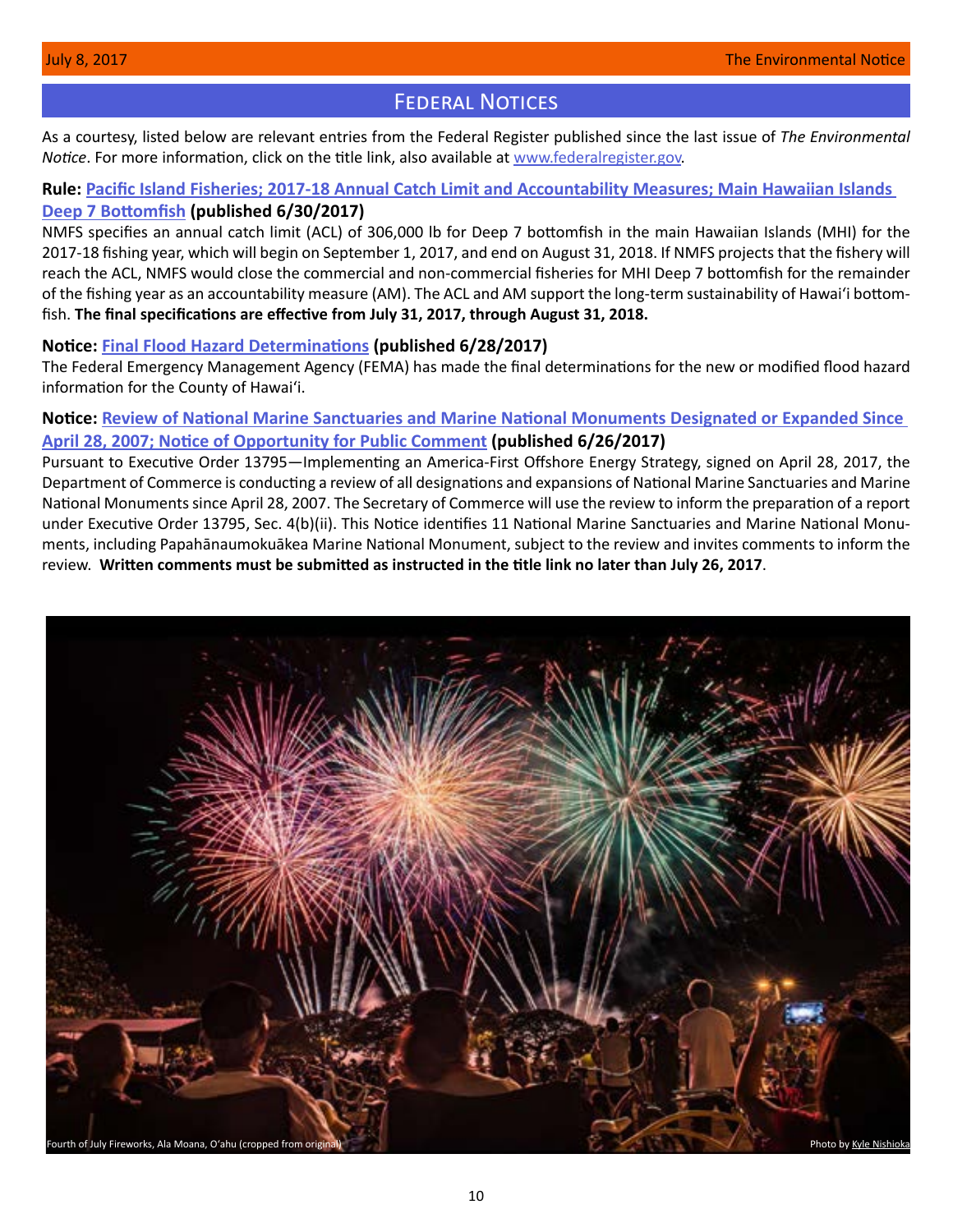## Federal Notices

As a courtesy, listed below are relevant entries from the Federal Register published since the last issue of *The Environmental Notice*. For more information, click on the title link, also available at www.federalregister.gov.

**Rule: Pacific Island Fisheries; 2017-18 Annual Catch Limit and Accountability Measures; Main Hawaiian Islands Deep 7 Bottomfish (published 6/30/2017)**

NMFS specifies an annual catch limit (ACL) of 306,000 lb for Deep 7 bottomfish in the main Hawaiian Islands (MHI) for the 2017-18 fishing year, which will begin on September 1, 2017, and end on August 31, 2018. If NMFS projects that the fishery will reach the ACL, NMFS would close the commercial and non-commercial fisheries for MHI Deep 7 bottomfish for the remainder of the fishing year as an accountability measure (AM). The ACL and AM support the long-term sustainability of Hawai'i bottomfish. **The final specifications are effective from July 31, 2017, through August 31, 2018.**

**Notice: Final Flood Hazard Determinations (published 6/28/2017)**

The Federal Emergency Management Agency (FEMA) has made the final determinations for the new or modified flood hazard information for the County of Hawai'i.

**Notice: Review of National Marine Sanctuaries and Marine National Monuments Designated or Expanded Since April 28, 2007; Notice of Opportunity for Public Comment (published 6/26/2017)**

Pursuant to Executive Order 13795—Implementing an America-First Offshore Energy Strategy, signed on April 28, 2017, the Department of Commerce is conducting a review of all designations and expansions of National Marine Sanctuaries and Marine National Monuments since April 28, 2007. The Secretary of Commerce will use the review to inform the preparation of a report under Executive Order 13795, Sec. 4(b)(ii). This Notice identifies 11 National Marine Sanctuaries and Marine National Monuments, including Papahānaumokuākea Marine National Monument, subject to the review and invites comments to inform the review. **Written comments must be submitted as instructed in the title link no later than July 26, 2017**.

Fourth of July Fireworks, Ala Moana, O'ahu (cropped from original) Photo by Kyle Nishioka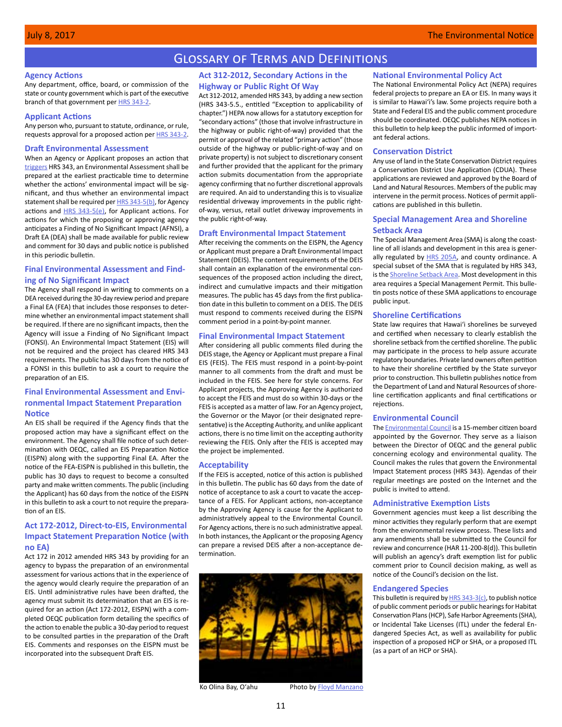# Glossary of Terms and Definitions

### Agency Actions

Any department, office, board, or commission of the state or county government which is part of the executive branch of that government per HRS 343-2.

### Applicant Actions

Any person who, pursuant to statute, ordinance, or rule, requests approval for a proposed action per HRS 343-2.

### Draft Environmental Assessment

When an Agency or Applicant proposes an action that triggers HRS 343, an Environmental Assessment shall be prepared at the earliest practicable time to determine whether the actions' environmental impact will be significant, and thus whether an environmental impact statement shall be required per HRS 343-5(b), for Agency actions and HRS 343-5(e), for Applicant actions. For actions for which the proposing or approving agency anticipates a Finding of No Significant Impact (AFNSI), a Draft EA (DEA) shall be made available for public review and comment for 30 days and public notice is published in this periodic bulletin.

### Final Environmental Assessment and Finding of No Significant Impact

The Agency shall respond in writing to comments on a DEA received during the 30-day review period and prepare a Final EA (FEA) that includes those responses to determine whether an environmental impact statement shall be required. If there are no significant impacts, then the Agency will issue a Finding of No Significant Impact (FONSI). An Environmental Impact Statement (EIS) will not be required and the project has cleared HRS 343 requirements. The public has 30 days from the notice of a FONSI in this bulletin to ask a court to require the preparation of an EIS.

### Final Environmental Assessment and Environmental Impact Statement Preparation Notice

An EIS shall be required if the Agency finds that the proposed action may have a significant effect on the environment. The Agency shall file notice of such determination with OEQC, called an EIS Preparation Notice (EISPN) along with the supporting Final EA. After the notice of the FEA-EISPN is published in this bulletin, the public has 30 days to request to become a consulted party and make written comments. The public (including the Applicant) has 60 days from the notice of the EISPN in this bulletin to ask a court to not require the preparation of an EIS.

### Act 172-2012, Direct-to-EIS, Environmental Impact Statement Preparation Notice (with no EA)

Act 172 in 2012 amended HRS 343 by providing for an agency to bypass the preparation of an environmental assessment for various actions that in the experience of the agency would clearly require the preparation of an EIS. Until administrative rules have been drafted, the agency must submit its determination that an EIS is required for an action (Act 172-2012, EISPN) with a completed OEQC publication form detailing the specifics of the action to enable the public a 30-day period to request to be consulted parties in the preparation of the Draft EIS. Comments and responses on the EISPN must be incorporated into the subsequent Draft EIS.

### Act 312-2012, Secondary Actions in the Highway or Public Right Of Way

Act 312-2012, amended HRS 343, by adding a new section (HRS 343-5.5., entitled "Exception to applicability of chapter.") HEPA now allows for a statutory exception for "secondary actions" (those that involve infrastructure in the highway or public right-of-way) provided that the permit or approval of the related "primary action" (those outside of the highway or public-right-of-way and on private property) is not subject to discretionary consent and further provided that the applicant for the primary action submits documentation from the appropriate agency confirming that no further discretional approvals are required. An aid to understanding this is to visualize residential driveway improvements in the public right-of-way, versus, retail outlet driveway improvements in the public right-of-way.

### Draft Environmental Impact Statement

After receiving the comments on the EISPN, the Agency or Applicant must prepare a Draft Environmental Impact Statement (DEIS). The content requirements of the DEIS shall contain an explanation of the environmental consequences of the proposed action including the direct, indirect and cumulative impacts and their mitigation measures. The public has 45 days from the first publication date in this bulletin to comment on a DEIS. The DEIS must respond to comments received during the EISPN comment period in a point-by-point manner.

### Final Environmental Impact Statement

After considering all public comments filed during the DEIS stage, the Agency or Applicant must prepare a Final EIS (FEIS). The FEIS must respond in a point-by-point manner to all comments from the draft and must be included in the FEIS. See here for style concerns. For Applicant projects, the Approving Agency is authorized to accept the FEIS and must do so within 30-days or the FEIS is accepted as a matter of law. For an Agency project, the Governor or the Mayor (or their designated representative) is the Accepting Authority, and unlike applicant actions, there is no time limit on the accepting authority reviewing the FEIS. Only after the FEIS is accepted may the project be implemented.

### Acceptability

If the FEIS is accepted, notice of this action is published in this bulletin. The public has 60 days from the date of notice of acceptance to ask a court to vacate the acceptance of a FEIS. For Applicant actions, non-acceptance by the Approving Agency is cause for the Applicant to administratively appeal to the Environmental Council. For Agency actions, there is no such administrative appeal. In both instances, the Applicant or the proposing Agency can prepare a revised DEIS after a non-acceptance determination.

Ko Olina Bay, O'ahu Photo by Floyd Manzano

### National Environmental Policy Act

The National Environmental Policy Act (NEPA) requires federal projects to prepare an EA or EIS. In many ways it is similar to Hawai'i's law. Some projects require both a State and Federal EIS and the public comment procedure should be coordinated. OEQC publishes NEPA notices in this bulletin to help keep the public informed of important federal actions.

### Conservation District

Any use of land in the State Conservation District requires a Conservation District Use Application (CDUA). These applications are reviewed and approved by the Board of Land and Natural Resources. Members of the public may intervene in the permit process. Notices of permit applications are published in this bulletin.

### Special Management Area and Shoreline Setback Area

The Special Management Area (SMA) is along the coastline of all islands and development in this area is generally regulated by HRS 205A, and county ordinance. A special subset of the SMA that is regulated by HRS 343, is the Shoreline Setback Area. Most development in this area requires a Special Management Permit. This bulletin posts notice of these SMA applications to encourage public input.

### Shoreline Certifications

State law requires that Hawai'i shorelines be surveyed and certified when necessary to clearly establish the shoreline setback from the certified shoreline. The public may participate in the process to help assure accurate regulatory boundaries. Private land owners often petition to have their shoreline certified by the State surveyor prior to construction. This bulletin publishes notice from the Department of Land and Natural Resources of shoreline certification applicants and final certifications or rejections.

### Environmental Council

The Environmental Council is a 15-member citizen board appointed by the Governor. They serve as a liaison between the Director of OEQC and the general public concerning ecology and environmental quality. The Council makes the rules that govern the Environmental Impact Statement process (HRS 343). Agendas of their regular meetings are posted on the Internet and the public is invited to attend.

### Administrative Exemption Lists

Government agencies must keep a list describing the minor activities they regularly perform that are exempt from the environmental review process. These lists and any amendments shall be submitted to the Council for review and concurrence (HAR 11-200-8(d)). This bulletin will publish an agency's draft exemption list for public comment prior to Council decision making, as well as notice of the Council's decision on the list.

### Endangered Species

This bulletin is required by HRS 343-3(c), to publish notice of public comment periods or public hearings for Habitat Conservation Plans (HCP), Safe Harbor Agreements (SHA), or Incidental Take Licenses (ITL) under the federal Endangered Species Act, as well as availability for public inspection of a proposed HCP or SHA, or a proposed ITL (as a part of an HCP or SHA).